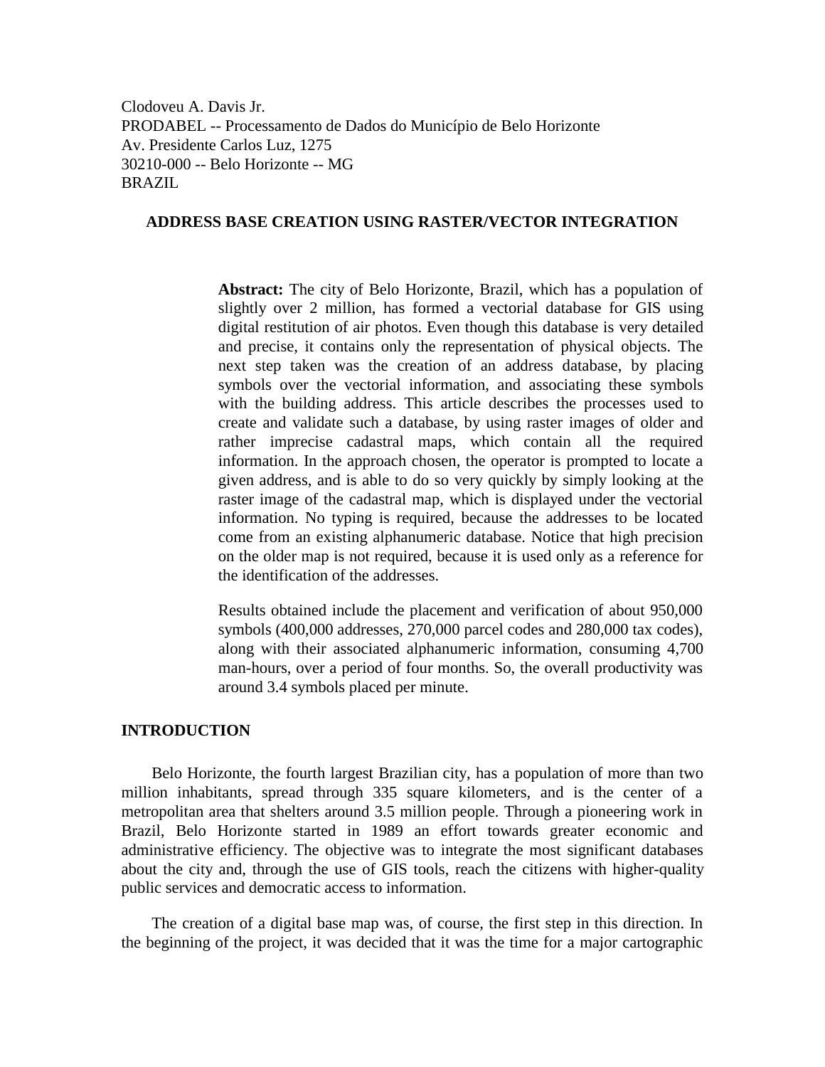Clodoveu A. Davis Jr.
PRODABEL -- Processamento de Dados do Município de Belo Horizonte
Av. Presidente Carlos Luz, 1275
30210-000 -- Belo Horizonte -- MG
BRAZIL

# ADDRESS BASE CREATION USING RASTER/VECTOR INTEGRATION

**Abstract:** The city of Belo Horizonte, Brazil, which has a population of slightly over 2 million, has formed a vectorial database for GIS using digital restitution of air photos. Even though this database is very detailed and precise, it contains only the representation of physical objects. The next step taken was the creation of an address database, by placing symbols over the vectorial information, and associating these symbols with the building address. This article describes the processes used to create and validate such a database, by using raster images of older and rather imprecise cadastral maps, which contain all the required information. In the approach chosen, the operator is prompted to locate a given address, and is able to do so very quickly by simply looking at the raster image of the cadastral map, which is displayed under the vectorial information. No typing is required, because the addresses to be located come from an existing alphanumeric database. Notice that high precision on the older map is not required, because it is used only as a reference for the identification of the addresses.

Results obtained include the placement and verification of about 950,000 symbols (400,000 addresses, 270,000 parcel codes and 280,000 tax codes), along with their associated alphanumeric information, consuming 4,700 man-hours, over a period of four months. So, the overall productivity was around 3.4 symbols placed per minute.

## INTRODUCTION

Belo Horizonte, the fourth largest Brazilian city, has a population of more than two million inhabitants, spread through 335 square kilometers, and is the center of a metropolitan area that shelters around 3.5 million people. Through a pioneering work in Brazil, Belo Horizonte started in 1989 an effort towards greater economic and administrative efficiency. The objective was to integrate the most significant databases about the city and, through the use of GIS tools, reach the citizens with higher-quality public services and democratic access to information.

The creation of a digital base map was, of course, the first step in this direction. In the beginning of the project, it was decided that it was the time for a major cartographic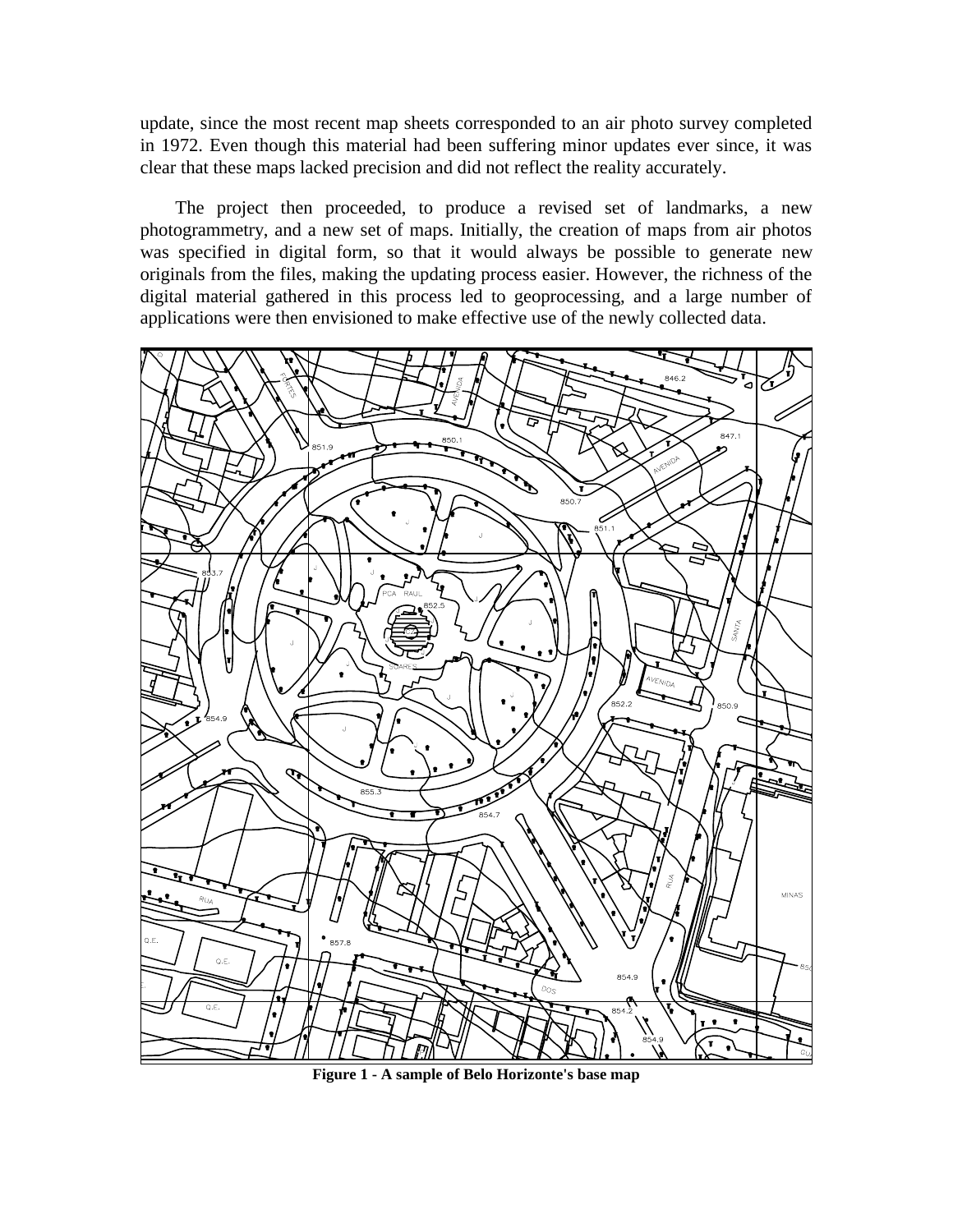update, since the most recent map sheets corresponded to an air photo survey completed in 1972. Even though this material had been suffering minor updates ever since, it was clear that these maps lacked precision and did not reflect the reality accurately.

The project then proceeded, to produce a revised set of landmarks, a new photogrammetry, and a new set of maps. Initially, the creation of maps from air photos was specified in digital form, so that it would always be possible to generate new originals from the files, making the updating process easier. However, the richness of the digital material gathered in this process led to geoprocessing, and a large number of applications were then envisioned to make effective use of the newly collected data.

**Figure 1 - A sample of Belo Horizonte's base map**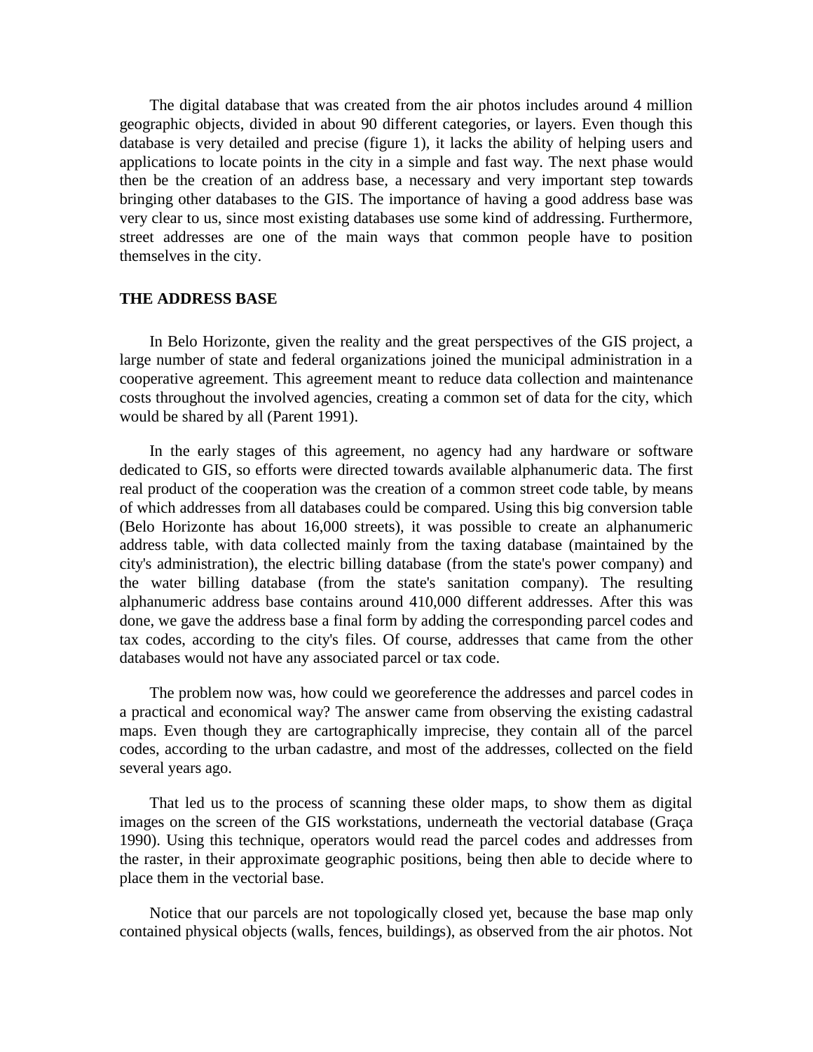The digital database that was created from the air photos includes around 4 million geographic objects, divided in about 90 different categories, or layers. Even though this database is very detailed and precise (figure 1), it lacks the ability of helping users and applications to locate points in the city in a simple and fast way. The next phase would then be the creation of an address base, a necessary and very important step towards bringing other databases to the GIS. The importance of having a good address base was very clear to us, since most existing databases use some kind of addressing. Furthermore, street addresses are one of the main ways that common people have to position themselves in the city.

## THE ADDRESS BASE

In Belo Horizonte, given the reality and the great perspectives of the GIS project, a large number of state and federal organizations joined the municipal administration in a cooperative agreement. This agreement meant to reduce data collection and maintenance costs throughout the involved agencies, creating a common set of data for the city, which would be shared by all (Parent 1991).

In the early stages of this agreement, no agency had any hardware or software dedicated to GIS, so efforts were directed towards available alphanumeric data. The first real product of the cooperation was the creation of a common street code table, by means of which addresses from all databases could be compared. Using this big conversion table (Belo Horizonte has about 16,000 streets), it was possible to create an alphanumeric address table, with data collected mainly from the taxing database (maintained by the city's administration), the electric billing database (from the state's power company) and the water billing database (from the state's sanitation company). The resulting alphanumeric address base contains around 410,000 different addresses. After this was done, we gave the address base a final form by adding the corresponding parcel codes and tax codes, according to the city's files. Of course, addresses that came from the other databases would not have any associated parcel or tax code.

The problem now was, how could we georeference the addresses and parcel codes in a practical and economical way? The answer came from observing the existing cadastral maps. Even though they are cartographically imprecise, they contain all of the parcel codes, according to the urban cadastre, and most of the addresses, collected on the field several years ago.

That led us to the process of scanning these older maps, to show them as digital images on the screen of the GIS workstations, underneath the vectorial database (Graça 1990). Using this technique, operators would read the parcel codes and addresses from the raster, in their approximate geographic positions, being then able to decide where to place them in the vectorial base.

Notice that our parcels are not topologically closed yet, because the base map only contained physical objects (walls, fences, buildings), as observed from the air photos. Not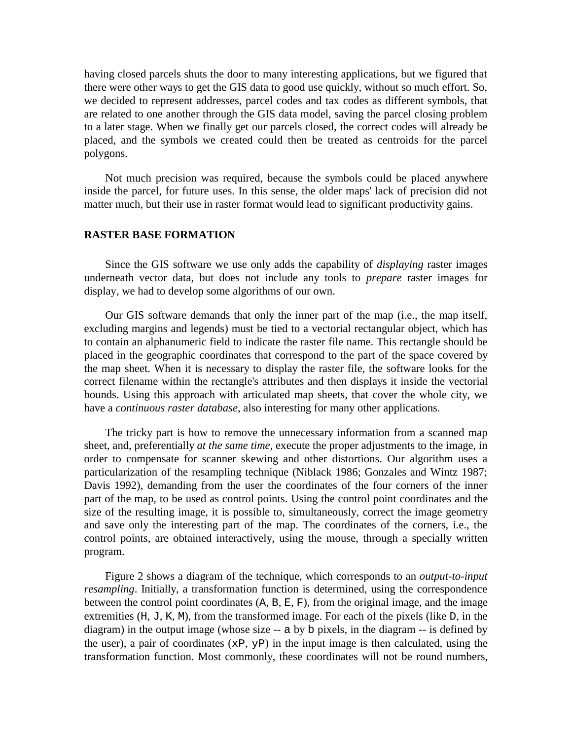having closed parcels shuts the door to many interesting applications, but we figured that there were other ways to get the GIS data to good use quickly, without so much effort. So, we decided to represent addresses, parcel codes and tax codes as different symbols, that are related to one another through the GIS data model, saving the parcel closing problem to a later stage. When we finally get our parcels closed, the correct codes will already be placed, and the symbols we created could then be treated as centroids for the parcel polygons.

Not much precision was required, because the symbols could be placed anywhere inside the parcel, for future uses. In this sense, the older maps' lack of precision did not matter much, but their use in raster format would lead to significant productivity gains.

## RASTER BASE FORMATION

Since the GIS software we use only adds the capability of *displaying* raster images underneath vector data, but does not include any tools to *prepare* raster images for display, we had to develop some algorithms of our own.

Our GIS software demands that only the inner part of the map (i.e., the map itself, excluding margins and legends) must be tied to a vectorial rectangular object, which has to contain an alphanumeric field to indicate the raster file name. This rectangle should be placed in the geographic coordinates that correspond to the part of the space covered by the map sheet. When it is necessary to display the raster file, the software looks for the correct filename within the rectangle's attributes and then displays it inside the vectorial bounds. Using this approach with articulated map sheets, that cover the whole city, we have a *continuous raster database*, also interesting for many other applications.

The tricky part is how to remove the unnecessary information from a scanned map sheet, and, preferentially *at the same time*, execute the proper adjustments to the image, in order to compensate for scanner skewing and other distortions. Our algorithm uses a particularization of the resampling technique (Niblack 1986; Gonzales and Wintz 1987; Davis 1992), demanding from the user the coordinates of the four corners of the inner part of the map, to be used as control points. Using the control point coordinates and the size of the resulting image, it is possible to, simultaneously, correct the image geometry and save only the interesting part of the map. The coordinates of the corners, i.e., the control points, are obtained interactively, using the mouse, through a specially written program.

Figure 2 shows a diagram of the technique, which corresponds to an *output-to-input resampling*. Initially, a transformation function is determined, using the correspondence between the control point coordinates (A, B, E, F), from the original image, and the image extremities (H, J, K, M), from the transformed image. For each of the pixels (like D, in the diagram) in the output image (whose size -- a by b pixels, in the diagram -- is defined by the user), a pair of coordinates (xP, yP) in the input image is then calculated, using the transformation function. Most commonly, these coordinates will not be round numbers,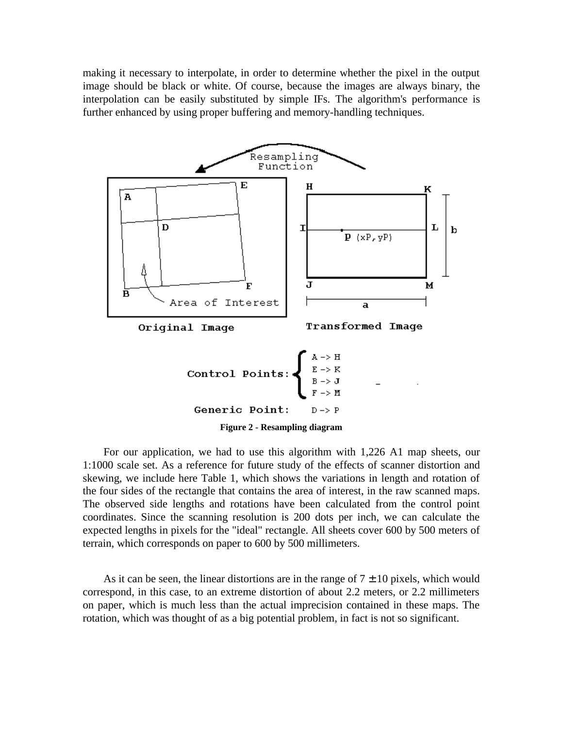making it necessary to interpolate, in order to determine whether the pixel in the output image should be black or white. Of course, because the images are always binary, the interpolation can be easily substituted by simple IFs. The algorithm's performance is further enhanced by using proper buffering and memory-handling techniques.

**Figure 2 - Resampling diagram**

For our application, we had to use this algorithm with 1,226 A1 map sheets, our 1:1000 scale set. As a reference for future study of the effects of scanner distortion and skewing, we include here Table 1, which shows the variations in length and rotation of the four sides of the rectangle that contains the area of interest, in the raw scanned maps. The observed side lengths and rotations have been calculated from the control point coordinates. Since the scanning resolution is 200 dots per inch, we can calculate the expected lengths in pixels for the "ideal" rectangle. All sheets cover 600 by 500 meters of terrain, which corresponds on paper to 600 by 500 millimeters.

As it can be seen, the linear distortions are in the range of $7 \pm 10$ pixels, which would correspond, in this case, to an extreme distortion of about 2.2 meters, or 2.2 millimeters on paper, which is much less than the actual imprecision contained in these maps. The rotation, which was thought of as a big potential problem, in fact is not so significant.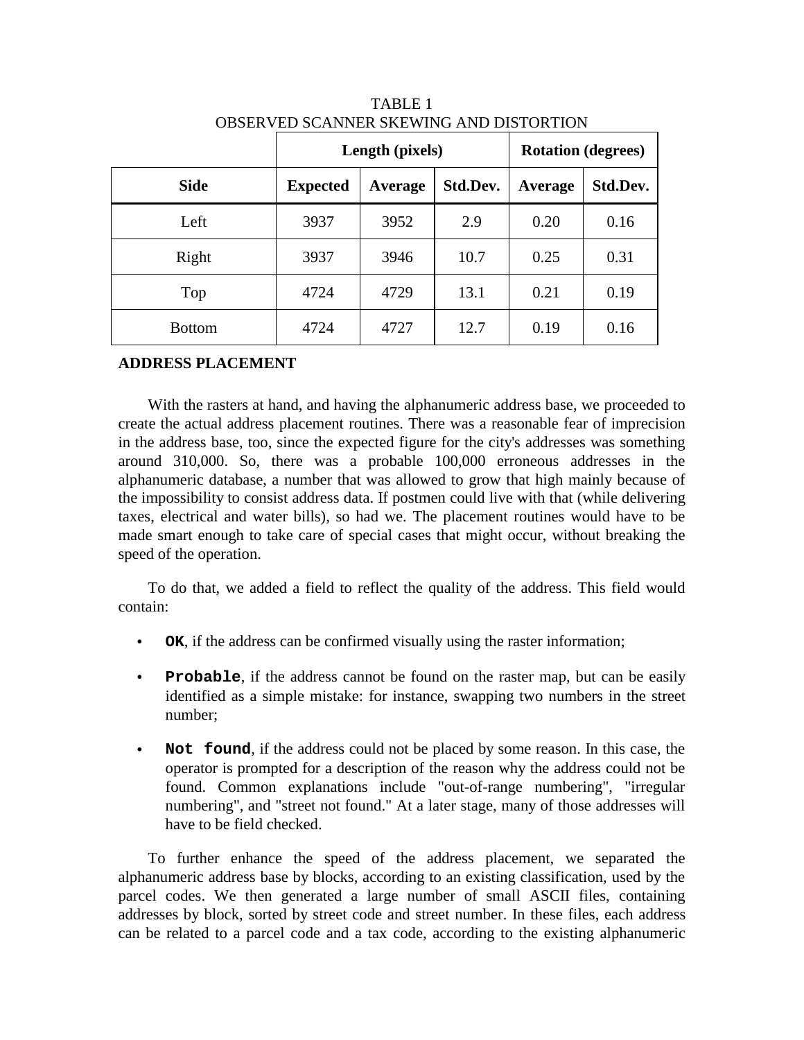TABLE 1
OBSERVED SCANNER SKEWING AND DISTORTION

| | Length (pixels) | | | Rotation (degrees) | |
|---|---|---|---|---|---|
| **Side** | **Expected** | **Average** | **Std.Dev.** | **Average** | **Std.Dev.** |
| Left | 3937 | 3952 | 2.9 | 0.20 | 0.16 |
| Right | 3937 | 3946 | 10.7 | 0.25 | 0.31 |
| Top | 4724 | 4729 | 13.1 | 0.21 | 0.19 |
| Bottom | 4724 | 4727 | 12.7 | 0.19 | 0.16 |

## ADDRESS PLACEMENT

With the rasters at hand, and having the alphanumeric address base, we proceeded to create the actual address placement routines. There was a reasonable fear of imprecision in the address base, too, since the expected figure for the city's addresses was something around 310,000. So, there was a probable 100,000 erroneous addresses in the alphanumeric database, a number that was allowed to grow that high mainly because of the impossibility to consist address data. If postmen could live with that (while delivering taxes, electrical and water bills), so had we. The placement routines would have to be made smart enough to take care of special cases that might occur, without breaking the speed of the operation.

To do that, we added a field to reflect the quality of the address. This field would contain:

- **`OK`**, if the address can be confirmed visually using the raster information;
- **`Probable`**, if the address cannot be found on the raster map, but can be easily identified as a simple mistake: for instance, swapping two numbers in the street number;
- **`Not found`**, if the address could not be placed by some reason. In this case, the operator is prompted for a description of the reason why the address could not be found. Common explanations include "out-of-range numbering", "irregular numbering", and "street not found." At a later stage, many of those addresses will have to be field checked.

To further enhance the speed of the address placement, we separated the alphanumeric address base by blocks, according to an existing classification, used by the parcel codes. We then generated a large number of small ASCII files, containing addresses by block, sorted by street code and street number. In these files, each address can be related to a parcel code and a tax code, according to the existing alphanumeric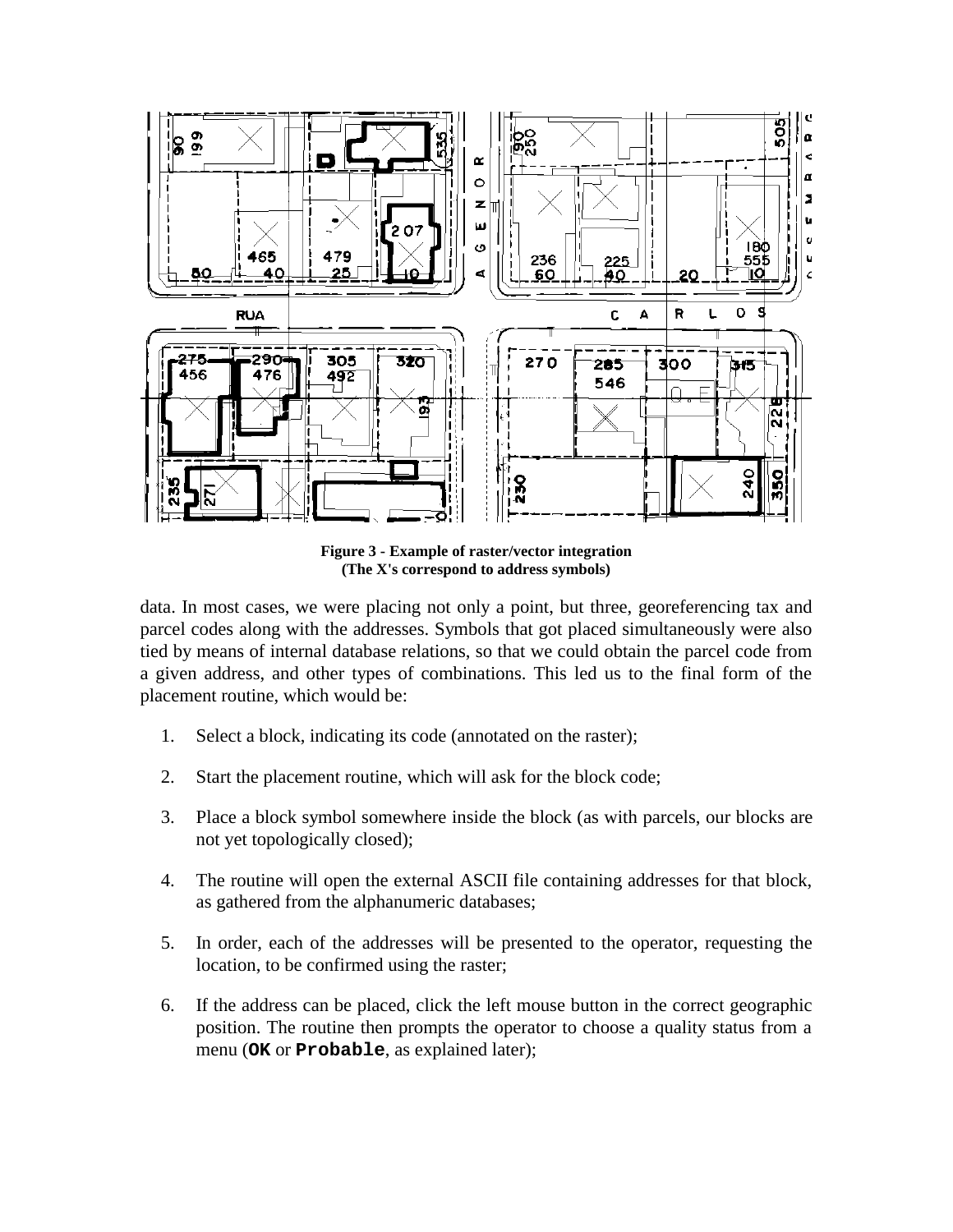**Figure 3 - Example of raster/vector integration**
**(The X's correspond to address symbols)**

data. In most cases, we were placing not only a point, but three, georeferencing tax and parcel codes along with the addresses. Symbols that got placed simultaneously were also tied by means of internal database relations, so that we could obtain the parcel code from a given address, and other types of combinations. This led us to the final form of the placement routine, which would be:

1. Select a block, indicating its code (annotated on the raster);
2. Start the placement routine, which will ask for the block code;
3. Place a block symbol somewhere inside the block (as with parcels, our blocks are not yet topologically closed);
4. The routine will open the external ASCII file containing addresses for that block, as gathered from the alphanumeric databases;
5. In order, each of the addresses will be presented to the operator, requesting the location, to be confirmed using the raster;
6. If the address can be placed, click the left mouse button in the correct geographic position. The routine then prompts the operator to choose a quality status from a menu (**`OK`** or **`Probable`**, as explained later);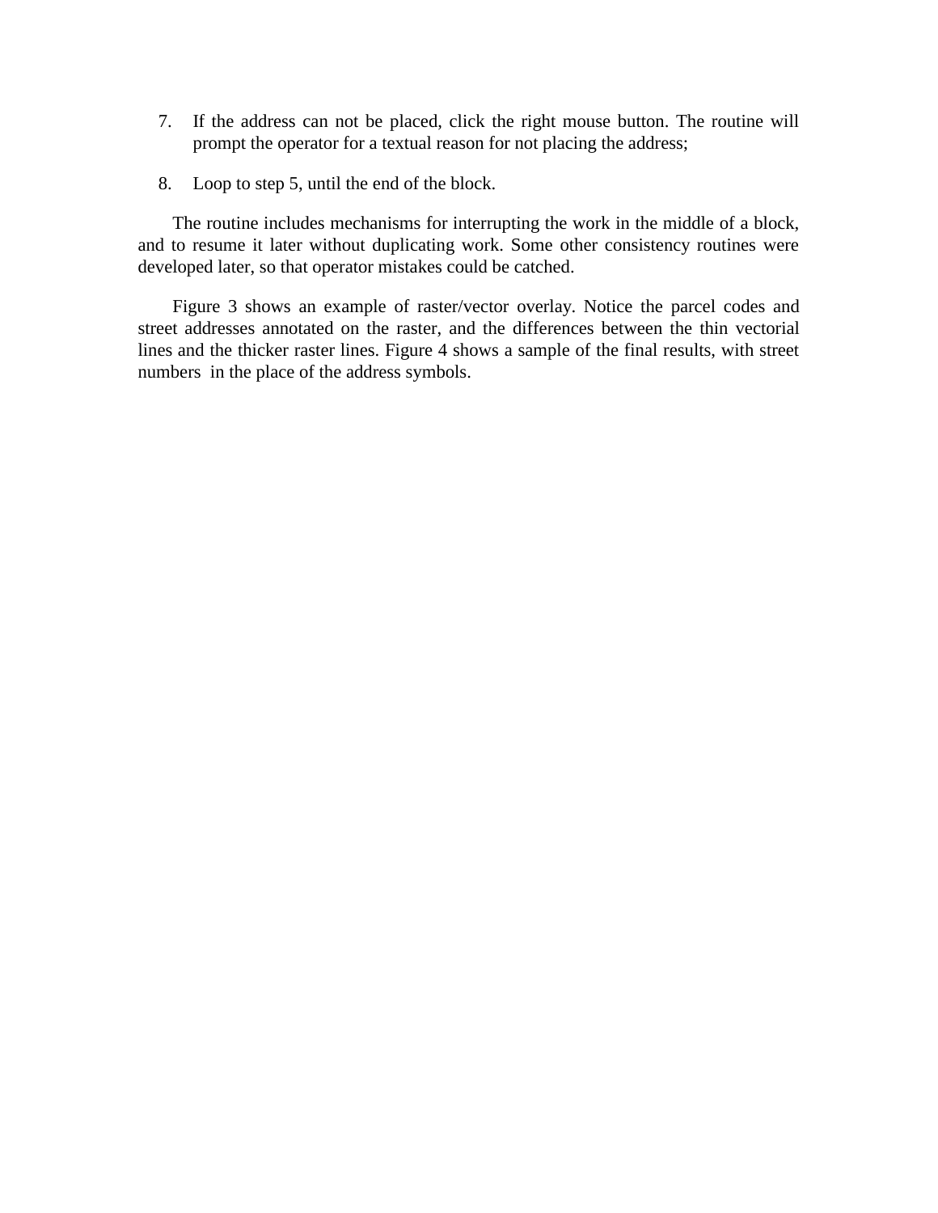7. If the address can not be placed, click the right mouse button. The routine will prompt the operator for a textual reason for not placing the address;

8. Loop to step 5, until the end of the block.

The routine includes mechanisms for interrupting the work in the middle of a block, and to resume it later without duplicating work. Some other consistency routines were developed later, so that operator mistakes could be catched.

Figure 3 shows an example of raster/vector overlay. Notice the parcel codes and street addresses annotated on the raster, and the differences between the thin vectorial lines and the thicker raster lines. Figure 4 shows a sample of the final results, with street numbers in the place of the address symbols.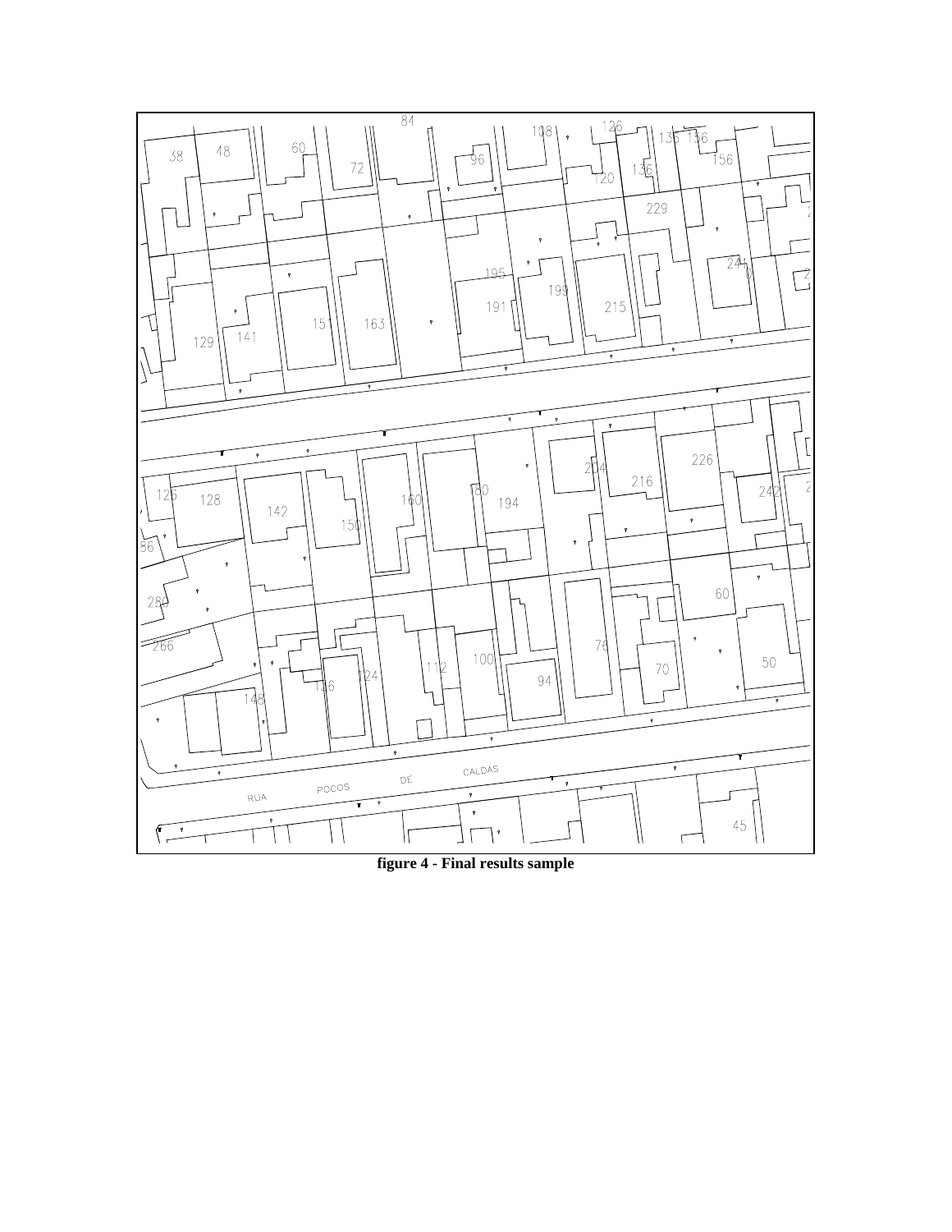figure 4 - Final results sample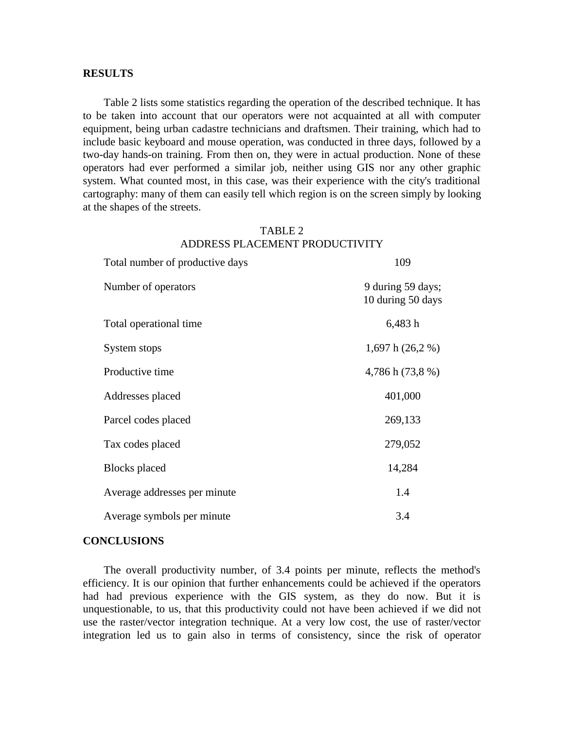## RESULTS

Table 2 lists some statistics regarding the operation of the described technique. It has to be taken into account that our operators were not acquainted at all with computer equipment, being urban cadastre technicians and draftsmen. Their training, which had to include basic keyboard and mouse operation, was conducted in three days, followed by a two-day hands-on training. From then on, they were in actual production. None of these operators had ever performed a similar job, neither using GIS nor any other graphic system. What counted most, in this case, was their experience with the city's traditional cartography: many of them can easily tell which region is on the screen simply by looking at the shapes of the streets.

TABLE 2
ADDRESS PLACEMENT PRODUCTIVITY

| | |
|---|---|
| Total number of productive days | 109 |
| Number of operators | 9 during 59 days; 10 during 50 days |
| Total operational time | 6,483 h |
| System stops | 1,697 h (26,2 %) |
| Productive time | 4,786 h (73,8 %) |
| Addresses placed | 401,000 |
| Parcel codes placed | 269,133 |
| Tax codes placed | 279,052 |
| Blocks placed | 14,284 |
| Average addresses per minute | 1.4 |
| Average symbols per minute | 3.4 |

## CONCLUSIONS

The overall productivity number, of 3.4 points per minute, reflects the method's efficiency. It is our opinion that further enhancements could be achieved if the operators had had previous experience with the GIS system, as they do now. But it is unquestionable, to us, that this productivity could not have been achieved if we did not use the raster/vector integration technique. At a very low cost, the use of raster/vector integration led us to gain also in terms of consistency, since the risk of operator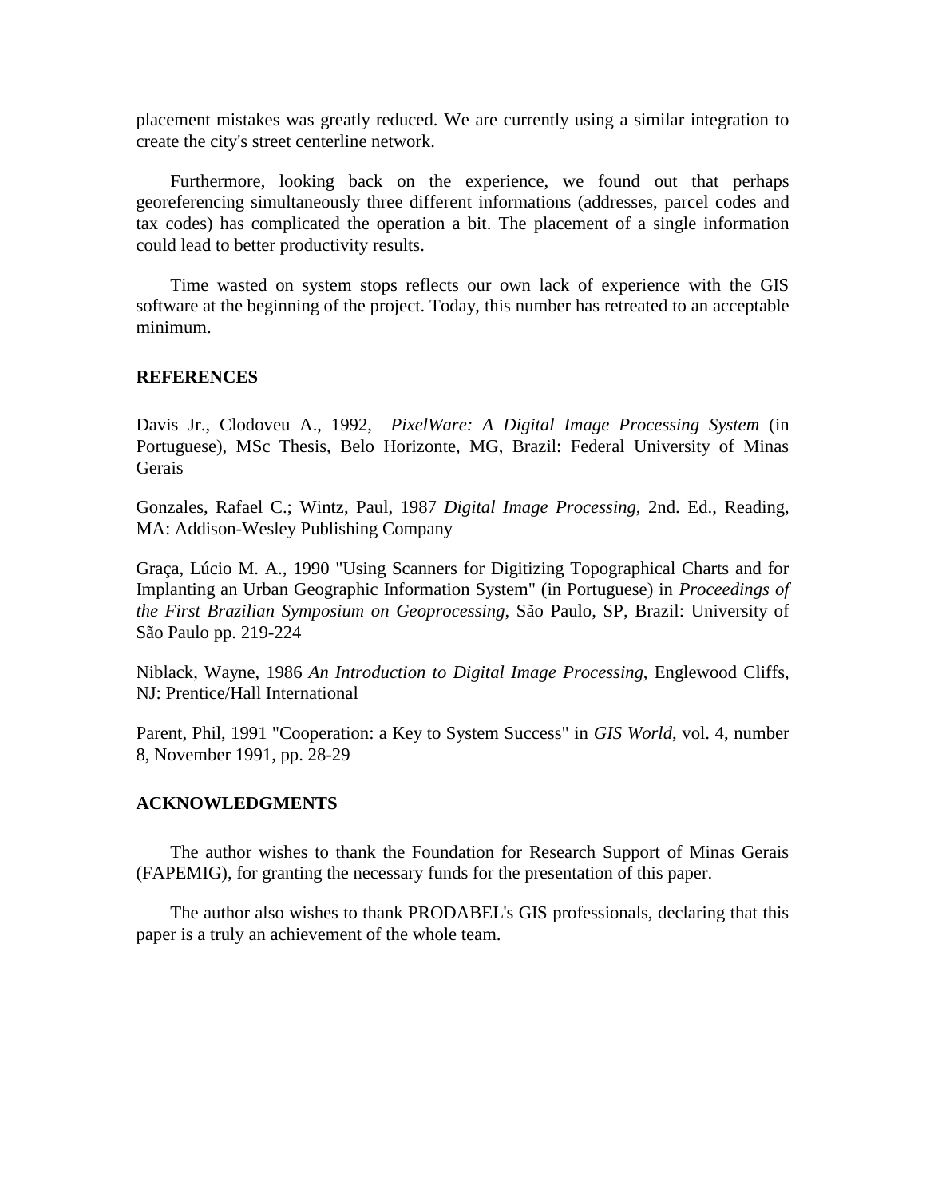placement mistakes was greatly reduced. We are currently using a similar integration to create the city's street centerline network.

Furthermore, looking back on the experience, we found out that perhaps georeferencing simultaneously three different informations (addresses, parcel codes and tax codes) has complicated the operation a bit. The placement of a single information could lead to better productivity results.

Time wasted on system stops reflects our own lack of experience with the GIS software at the beginning of the project. Today, this number has retreated to an acceptable minimum.

## REFERENCES

Davis Jr., Clodoveu A., 1992, *PixelWare: A Digital Image Processing System* (in Portuguese), MSc Thesis, Belo Horizonte, MG, Brazil: Federal University of Minas Gerais

Gonzales, Rafael C.; Wintz, Paul, 1987 *Digital Image Processing*, 2nd. Ed., Reading, MA: Addison-Wesley Publishing Company

Graça, Lúcio M. A., 1990 "Using Scanners for Digitizing Topographical Charts and for Implanting an Urban Geographic Information System" (in Portuguese) in *Proceedings of the First Brazilian Symposium on Geoprocessing*, São Paulo, SP, Brazil: University of São Paulo pp. 219-224

Niblack, Wayne, 1986 *An Introduction to Digital Image Processing*, Englewood Cliffs, NJ: Prentice/Hall International

Parent, Phil, 1991 "Cooperation: a Key to System Success" in *GIS World*, vol. 4, number 8, November 1991, pp. 28-29

## ACKNOWLEDGMENTS

The author wishes to thank the Foundation for Research Support of Minas Gerais (FAPEMIG), for granting the necessary funds for the presentation of this paper.

The author also wishes to thank PRODABEL's GIS professionals, declaring that this paper is a truly an achievement of the whole team.